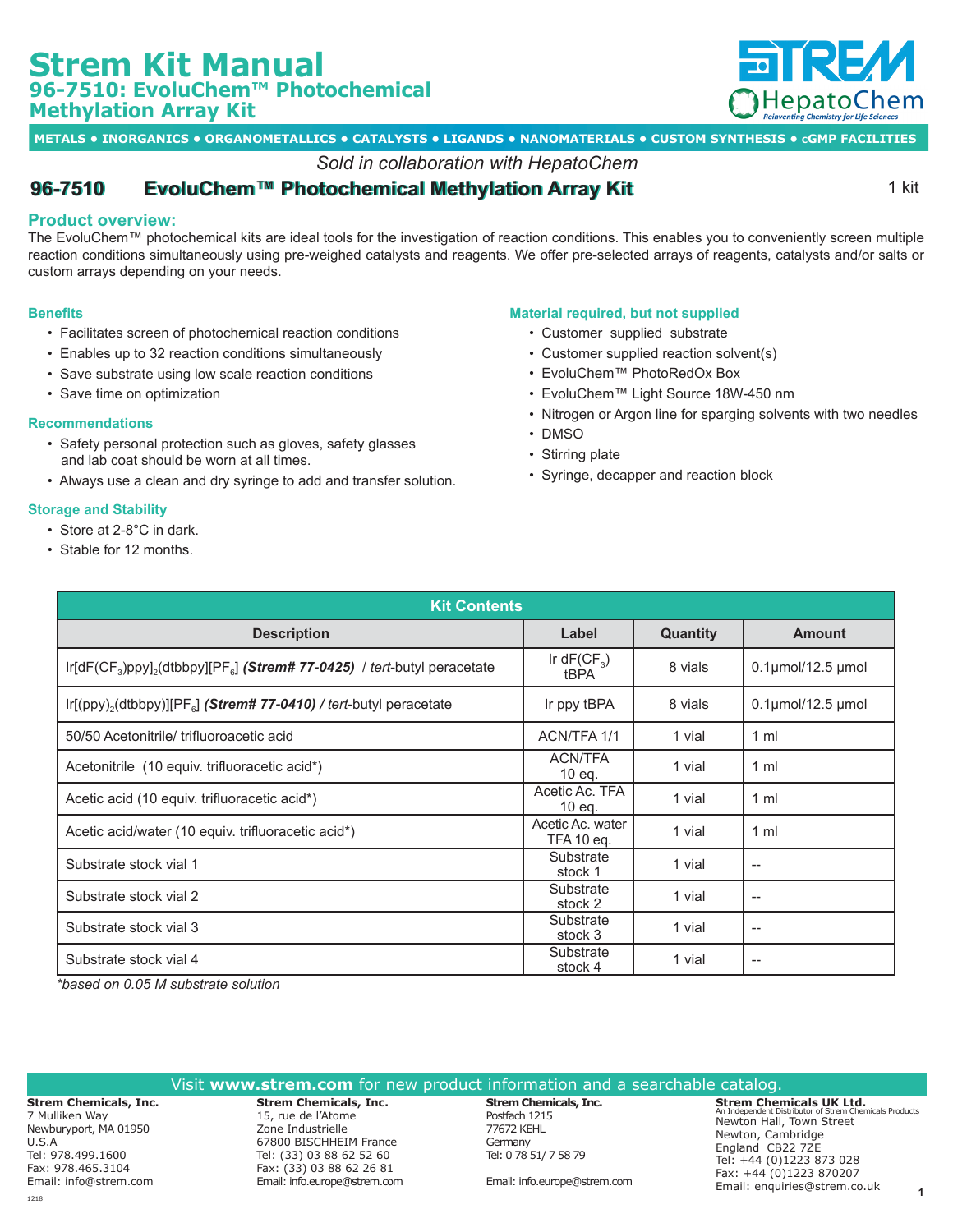# Strem Kit Manual

## 96-7510: EvoluChem™ Photochemical Methylation Array Kit

METALS • INORGANICS • ORGANOMETALLICS • CATALYSTS • LIGANDS • NANOMATERIALS • CUSTOM SYNTHESIS • cGMP FACILITIES

*Sold in collaboration with HepatoChem*

## 96-7510 EvoluChem™ Photochemical Methylation Array Kit

1 kit

### Product overview:

The EvoluChem™ photochemical kits are ideal tools for the investigation of reaction conditions. This enables you to conveniently screen multiple reaction conditions simultaneously using pre-weighed catalysts and reagents. We offer pre-selected arrays of reagents, catalysts and/or salts or custom arrays depending on your needs.

#### Benefits

- Facilitates screen of photochemical reaction conditions
- Enables up to 32 reaction conditions simultaneously
- Save substrate using low scale reaction conditions
- Save time on optimization

#### Recommendations

- Safety personal protection such as gloves, safety glasses and lab coat should be worn at all times.
- Always use a clean and dry syringe to add and transfer solution.

#### Storage and Stability

- Store at 2-8°C in dark.
- Stable for 12 months.

#### Material required, but not supplied

- Customer supplied substrate
- Customer supplied reaction solvent(s)
- EvoluChem™ PhotoRedOx Box
- EvoluChem™ Light Source 18W-450 nm
- Nitrogen or Argon line for sparging solvents with two needles
- DMSO
- Stirring plate
- Syringe, decapper and reaction block

| Kit Contents | | | |
|---|---|---|---|
| **Description** | **Label** | **Quantity** | **Amount** |
| Ir[dF($CF_3$)ppy]$_2$(dtbbpy)[$PF_6$] ***(Strem# 77-0425)*** / *tert*-butyl peracetate | Ir dF($CF_3$) tBPA | 8 vials | 0.1µmol/12.5 µmol |
| Ir[(ppy)$_2$(dtbbpy)][$PF_6$] ***(Strem# 77-0410) /*** *tert*-butyl peracetate | Ir ppy tBPA | 8 vials | 0.1µmol/12.5 µmol |
| 50/50 Acetonitrile/ trifluoroacetic acid | ACN/TFA 1/1 | 1 vial | 1 ml |
| Acetonitrile (10 equiv. trifluoroacetic acid*) | ACN/TFA 10 eq. | 1 vial | 1 ml |
| Acetic acid (10 equiv. trifluoroacetic acid*) | Acetic Ac. TFA 10 eq. | 1 vial | 1 ml |
| Acetic acid/water (10 equiv. trifluoroacetic acid*) | Acetic Ac. water TFA 10 eq. | 1 vial | 1 ml |
| Substrate stock vial 1 | Substrate stock 1 | 1 vial | -- |
| Substrate stock vial 2 | Substrate stock 2 | 1 vial | -- |
| Substrate stock vial 3 | Substrate stock 3 | 1 vial | -- |
| Substrate stock vial 4 | Substrate stock 4 | 1 vial | -- |

*\*based on 0.05 M substrate solution*

Visit **www.strem.com** for new product information and a searchable catalog.

**Strem Chemicals, Inc.**
7 Mulliken Way
Newburyport, MA 01950
U.S.A
Tel: 978.499.1600
Fax: 978.465.3104
Email: info@strem.com

**Strem Chemicals, Inc.**
15, rue de l'Atome
Zone Industrielle
67800 BISCHHEIM France
Tel: (33) 03 88 62 52 60
Fax: (33) 03 88 62 26 81
Email: info.europe@strem.com

**Strem Chemicals, Inc.**
Postfach 1215
77672 KEHL
Germany
Tel: 0 78 51/ 7 58 79
Email: info.europe@strem.com

**Strem Chemicals UK Ltd.**
An Independent Distributor of Strem Chemicals Products
Newton Hall, Town Street
Newton, Cambridge
England CB22 7ZE
Tel: +44 (0)1223 873 028
Fax: +44 (0)1223 870207
Email: enquiries@strem.co.uk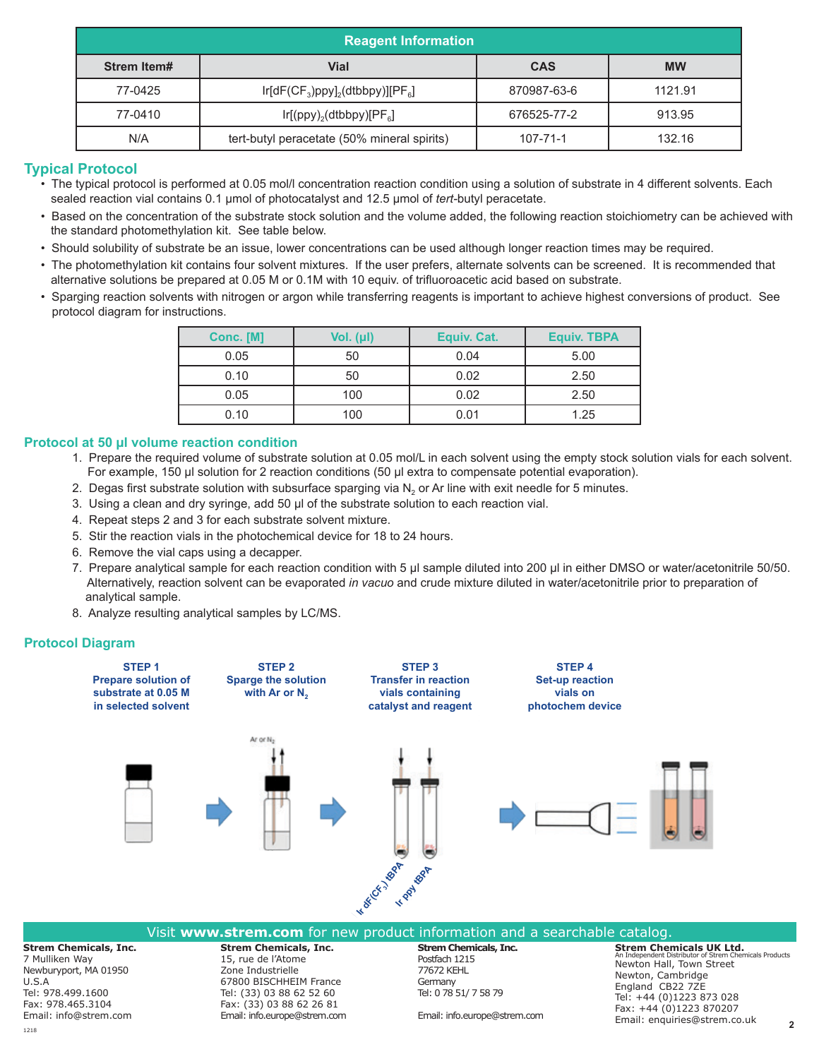| Reagent Information | | | |
|---|---|---|---|
| **Strem Item#** | **Vial** | **CAS** | **MW** |
| 77-0425 | $Ir[dF(CF_3)ppy]_2(dtbbpy)][PF_6]$ | 870987-63-6 | 1121.91 |
| 77-0410 | $Ir[(ppy)_2(dtbbpy)[PF_6]$ | 676525-77-2 | 913.95 |
| N/A | tert-butyl peracetate (50% mineral spirits) | 107-71-1 | 132.16 |

## Typical Protocol

- The typical protocol is performed at 0.05 mol/l concentration reaction condition using a solution of substrate in 4 different solvents. Each sealed reaction vial contains 0.1 µmol of photocatalyst and 12.5 µmol of *tert*-butyl peracetate.
- Based on the concentration of the substrate stock solution and the volume added, the following reaction stoichiometry can be achieved with the standard photomethylation kit. See table below.
- Should solubility of substrate be an issue, lower concentrations can be used although longer reaction times may be required.
- The photomethylation kit contains four solvent mixtures. If the user prefers, alternate solvents can be screened. It is recommended that alternative solutions be prepared at 0.05 M or 0.1M with 10 equiv. of trifluoroacetic acid based on substrate.
- Sparging reaction solvents with nitrogen or argon while transferring reagents is important to achieve highest conversions of product. See protocol diagram for instructions.

| Conc. [M] | Vol. (µl) | Equiv. Cat. | Equiv. TBPA |
|---|---|---|---|
| 0.05 | 50 | 0.04 | 5.00 |
| 0.10 | 50 | 0.02 | 2.50 |
| 0.05 | 100 | 0.02 | 2.50 |
| 0.10 | 100 | 0.01 | 1.25 |

## Protocol at 50 µl volume reaction condition

1. Prepare the required volume of substrate solution at 0.05 mol/L in each solvent using the empty stock solution vials for each solvent. For example, 150 µl solution for 2 reaction conditions (50 µl extra to compensate potential evaporation).
2. Degas first substrate solution with subsurface sparging via $N_2$ or Ar line with exit needle for 5 minutes.
3. Using a clean and dry syringe, add 50 µl of the substrate solution to each reaction vial.
4. Repeat steps 2 and 3 for each substrate solvent mixture.
5. Stir the reaction vials in the photochemical device for 18 to 24 hours.
6. Remove the vial caps using a decapper.
7. Prepare analytical sample for each reaction condition with 5 µl sample diluted into 200 µl in either DMSO or water/acetonitrile 50/50. Alternatively, reaction solvent can be evaporated *in vacuo* and crude mixture diluted in water/acetonitrile prior to preparation of analytical sample.
8. Analyze resulting analytical samples by LC/MS.

## Protocol Diagram

**STEP 1**
**Prepare solution of substrate at 0.05 M in selected solvent**

**STEP 2**
**Sparge the solution with Ar or $N_2$**

**STEP 3**
**Transfer in reaction vials containing catalyst and reagent**

**STEP 4**
**Set-up reaction vials on photochem device**

Ar or $N_2$

Ir dF(CF$_3$) tBPA

Ir ppy tBPA

Visit **www.strem.com** for new product information and a searchable catalog.

**Strem Chemicals, Inc.**
7 Mulliken Way
Newburyport, MA 01950
U.S.A
Tel: 978.499.1600
Fax: 978.465.3104
Email: info@strem.com

**Strem Chemicals, Inc.**
15, rue de l'Atome
Zone Industrielle
67800 BISCHHEIM France
Tel: (33) 03 88 62 52 60
Fax: (33) 03 88 62 26 81
Email: info.europe@strem.com

**Strem Chemicals, Inc.**
Postfach 1215
77672 KEHL
Germany
Tel: 0 78 51/ 7 58 79
Email: info.europe@strem.com

**Strem Chemicals UK Ltd.**
An Independent Distributor of Strem Chemicals Products
Newton Hall, Town Street
Newton, Cambridge
England CB22 7ZE
Tel: +44 (0)1223 873 028
Fax: +44 (0)1223 870207
Email: enquiries@strem.co.uk

1218